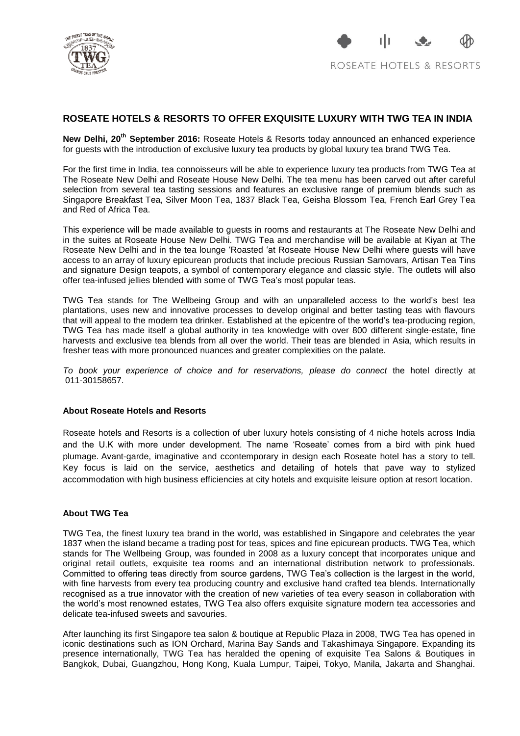## ROSEATE HOTELS & RESORTS TO OFFER EXQUISITE LUXURY WITH TWG TEA IN INDIA

**New Delhi, 20th September 2016:** Roseate Hotels & Resorts today announced an enhanced experience for guests with the introduction of exclusive luxury tea products by global luxury tea brand TWG Tea.

For the first time in India, tea connoisseurs will be able to experience luxury tea products from TWG Tea at The Roseate New Delhi and Roseate House New Delhi. The tea menu has been carved out after careful selection from several tea tasting sessions and features an exclusive range of premium blends such as Singapore Breakfast Tea, Silver Moon Tea, 1837 Black Tea, Geisha Blossom Tea, French Earl Grey Tea and Red of Africa Tea.

This experience will be made available to guests in rooms and restaurants at The Roseate New Delhi and in the suites at Roseate House New Delhi. TWG Tea and merchandise will be available at Kiyan at The Roseate New Delhi and in the tea lounge 'Roasted 'at Roseate House New Delhi where guests will have access to an array of luxury epicurean products that include precious Russian Samovars, Artisan Tea Tins and signature Design teapots, a symbol of contemporary elegance and classic style. The outlets will also offer tea-infused jellies blended with some of TWG Tea's most popular teas.

TWG Tea stands for The Wellbeing Group and with an unparalleled access to the world's best tea plantations, uses new and innovative processes to develop original and better tasting teas with flavours that will appeal to the modern tea drinker. Established at the epicentre of the world's tea-producing region, TWG Tea has made itself a global authority in tea knowledge with over 800 different single-estate, fine harvests and exclusive tea blends from all over the world. Their teas are blended in Asia, which results in fresher teas with more pronounced nuances and greater complexities on the palate.

*To book your experience of choice and for reservations, please do connect* the hotel directly at 011-30158657.

### About Roseate Hotels and Resorts

Roseate hotels and Resorts is a collection of uber luxury hotels consisting of 4 niche hotels across India and the U.K with more under development. The name 'Roseate' comes from a bird with pink hued plumage. Avant-garde, imaginative and ccontemporary in design each Roseate hotel has a story to tell. Key focus is laid on the service, aesthetics and detailing of hotels that pave way to stylized accommodation with high business efficiencies at city hotels and exquisite leisure option at resort location.

### About TWG Tea

TWG Tea, the finest luxury tea brand in the world, was established in Singapore and celebrates the year 1837 when the island became a trading post for teas, spices and fine epicurean products. TWG Tea, which stands for The Wellbeing Group, was founded in 2008 as a luxury concept that incorporates unique and original retail outlets, exquisite tea rooms and an international distribution network to professionals. Committed to offering teas directly from source gardens, TWG Tea's collection is the largest in the world, with fine harvests from every tea producing country and exclusive hand crafted tea blends. Internationally recognised as a true innovator with the creation of new varieties of tea every season in collaboration with the world's most renowned estates, TWG Tea also offers exquisite signature modern tea accessories and delicate tea-infused sweets and savouries.

After launching its first Singapore tea salon & boutique at Republic Plaza in 2008, TWG Tea has opened in iconic destinations such as ION Orchard, Marina Bay Sands and Takashimaya Singapore. Expanding its presence internationally, TWG Tea has heralded the opening of exquisite Tea Salons & Boutiques in Bangkok, Dubai, Guangzhou, Hong Kong, Kuala Lumpur, Taipei, Tokyo, Manila, Jakarta and Shanghai.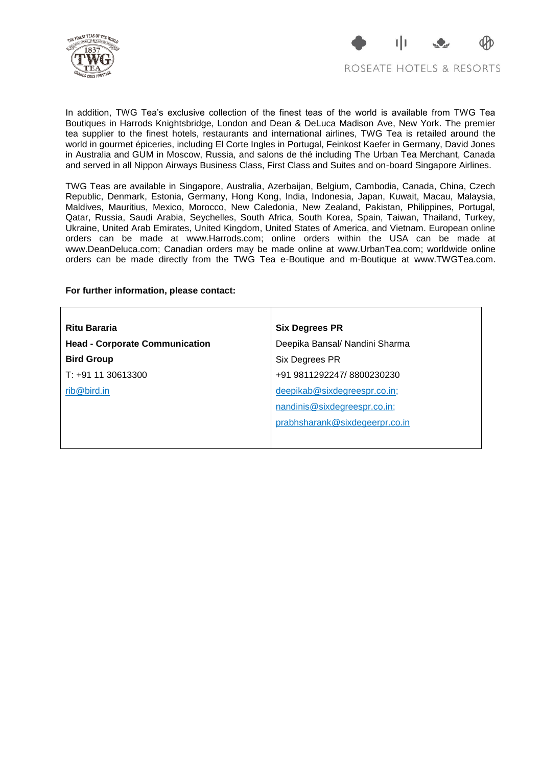In addition, TWG Tea's exclusive collection of the finest teas of the world is available from TWG Tea Boutiques in Harrods Knightsbridge, London and Dean & DeLuca Madison Ave, New York. The premier tea supplier to the finest hotels, restaurants and international airlines, TWG Tea is retailed around the world in gourmet épiceries, including El Corte Ingles in Portugal, Feinkost Kaefer in Germany, David Jones in Australia and GUM in Moscow, Russia, and salons de thé including The Urban Tea Merchant, Canada and served in all Nippon Airways Business Class, First Class and Suites and on-board Singapore Airlines.

TWG Teas are available in Singapore, Australia, Azerbaijan, Belgium, Cambodia, Canada, China, Czech Republic, Denmark, Estonia, Germany, Hong Kong, India, Indonesia, Japan, Kuwait, Macau, Malaysia, Maldives, Mauritius, Mexico, Morocco, New Caledonia, New Zealand, Pakistan, Philippines, Portugal, Qatar, Russia, Saudi Arabia, Seychelles, South Africa, South Korea, Spain, Taiwan, Thailand, Turkey, Ukraine, United Arab Emirates, United Kingdom, United States of America, and Vietnam. European online orders can be made at www.Harrods.com; online orders within the USA can be made at www.DeanDeluca.com; Canadian orders may be made online at www.UrbanTea.com; worldwide online orders can be made directly from the TWG Tea e-Boutique and m-Boutique at www.TWGTea.com.

**For further information, please contact:**

| | |
|---|---|
| **Ritu Bararia** | **Six Degrees PR** |
| **Head - Corporate Communication** | Deepika Bansal/ Nandini Sharma |
| **Bird Group** | Six Degrees PR |
| T: +91 11 30613300 | +91 9811292247/ 8800230230 |
| rib@bird.in | deepikab@sixdegreespr.co.in; |
| | nandinis@sixdegreespr.co.in; |
| | prabhsharank@sixdegeerpr.co.in |